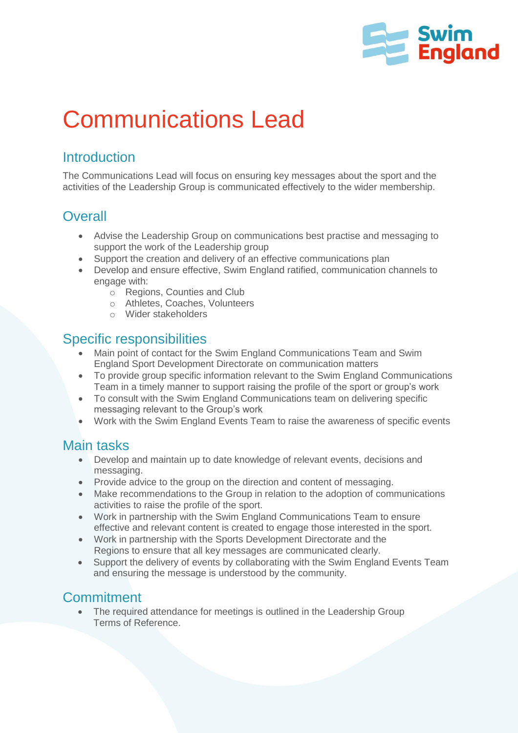# Communications Lead

## Introduction

The Communications Lead will focus on ensuring key messages about the sport and the activities of the Leadership Group is communicated effectively to the wider membership.

## Overall

- Advise the Leadership Group on communications best practise and messaging to support the work of the Leadership group
- Support the creation and delivery of an effective communications plan
- Develop and ensure effective, Swim England ratified, communication channels to engage with:
    - Regions, Counties and Club
    - Athletes, Coaches, Volunteers
    - Wider stakeholders

## Specific responsibilities

- Main point of contact for the Swim England Communications Team and Swim England Sport Development Directorate on communication matters
- To provide group specific information relevant to the Swim England Communications Team in a timely manner to support raising the profile of the sport or group's work
- To consult with the Swim England Communications team on delivering specific messaging relevant to the Group's work
- Work with the Swim England Events Team to raise the awareness of specific events

## Main tasks

- Develop and maintain up to date knowledge of relevant events, decisions and messaging.
- Provide advice to the group on the direction and content of messaging.
- Make recommendations to the Group in relation to the adoption of communications activities to raise the profile of the sport.
- Work in partnership with the Swim England Communications Team to ensure effective and relevant content is created to engage those interested in the sport.
- Work in partnership with the Sports Development Directorate and the Regions to ensure that all key messages are communicated clearly.
- Support the delivery of events by collaborating with the Swim England Events Team and ensuring the message is understood by the community.

## Commitment

- The required attendance for meetings is outlined in the Leadership Group Terms of Reference.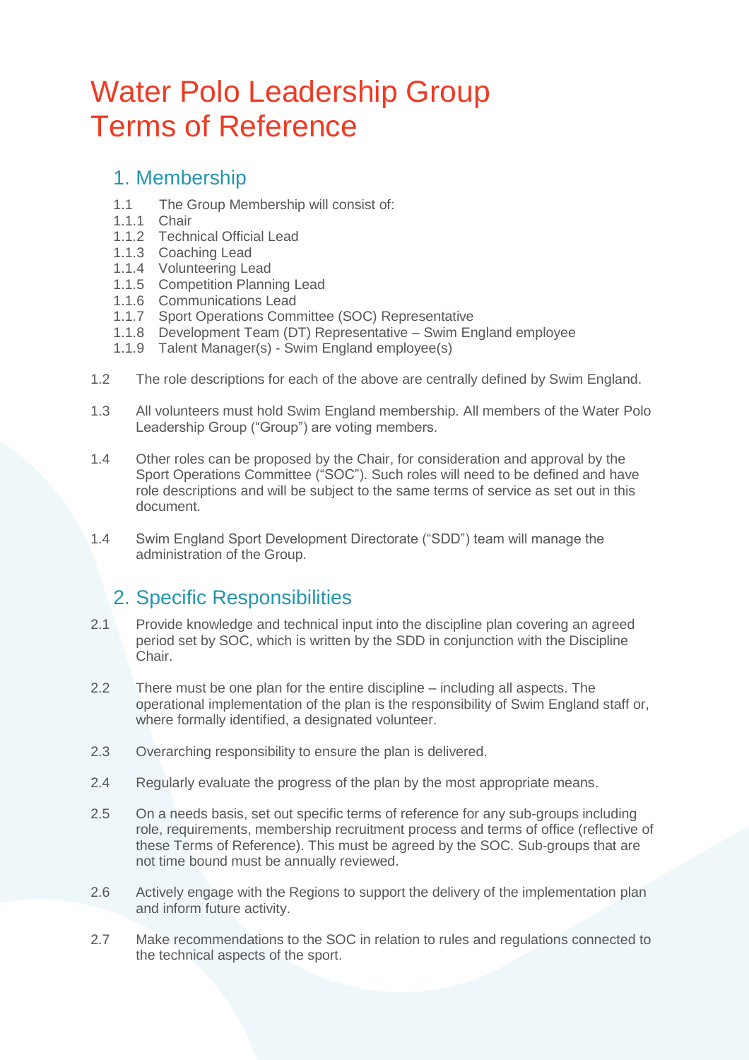# Water Polo Leadership Group Terms of Reference

## 1. Membership

1.1 The Group Membership will consist of:

1.1.1 Chair
1.1.2 Technical Official Lead
1.1.3 Coaching Lead
1.1.4 Volunteering Lead
1.1.5 Competition Planning Lead
1.1.6 Communications Lead
1.1.7 Sport Operations Committee (SOC) Representative
1.1.8 Development Team (DT) Representative – Swim England employee
1.1.9 Talent Manager(s) - Swim England employee(s)

1.2 The role descriptions for each of the above are centrally defined by Swim England.

1.3 All volunteers must hold Swim England membership. All members of the Water Polo Leadership Group ("Group") are voting members.

1.4 Other roles can be proposed by the Chair, for consideration and approval by the Sport Operations Committee ("SOC"). Such roles will need to be defined and have role descriptions and will be subject to the same terms of service as set out in this document.

1.4 Swim England Sport Development Directorate ("SDD") team will manage the administration of the Group.

## 2. Specific Responsibilities

2.1 Provide knowledge and technical input into the discipline plan covering an agreed period set by SOC, which is written by the SDD in conjunction with the Discipline Chair.

2.2 There must be one plan for the entire discipline – including all aspects. The operational implementation of the plan is the responsibility of Swim England staff or, where formally identified, a designated volunteer.

2.3 Overarching responsibility to ensure the plan is delivered.

2.4 Regularly evaluate the progress of the plan by the most appropriate means.

2.5 On a needs basis, set out specific terms of reference for any sub-groups including role, requirements, membership recruitment process and terms of office (reflective of these Terms of Reference). This must be agreed by the SOC. Sub-groups that are not time bound must be annually reviewed.

2.6 Actively engage with the Regions to support the delivery of the implementation plan and inform future activity.

2.7 Make recommendations to the SOC in relation to rules and regulations connected to the technical aspects of the sport.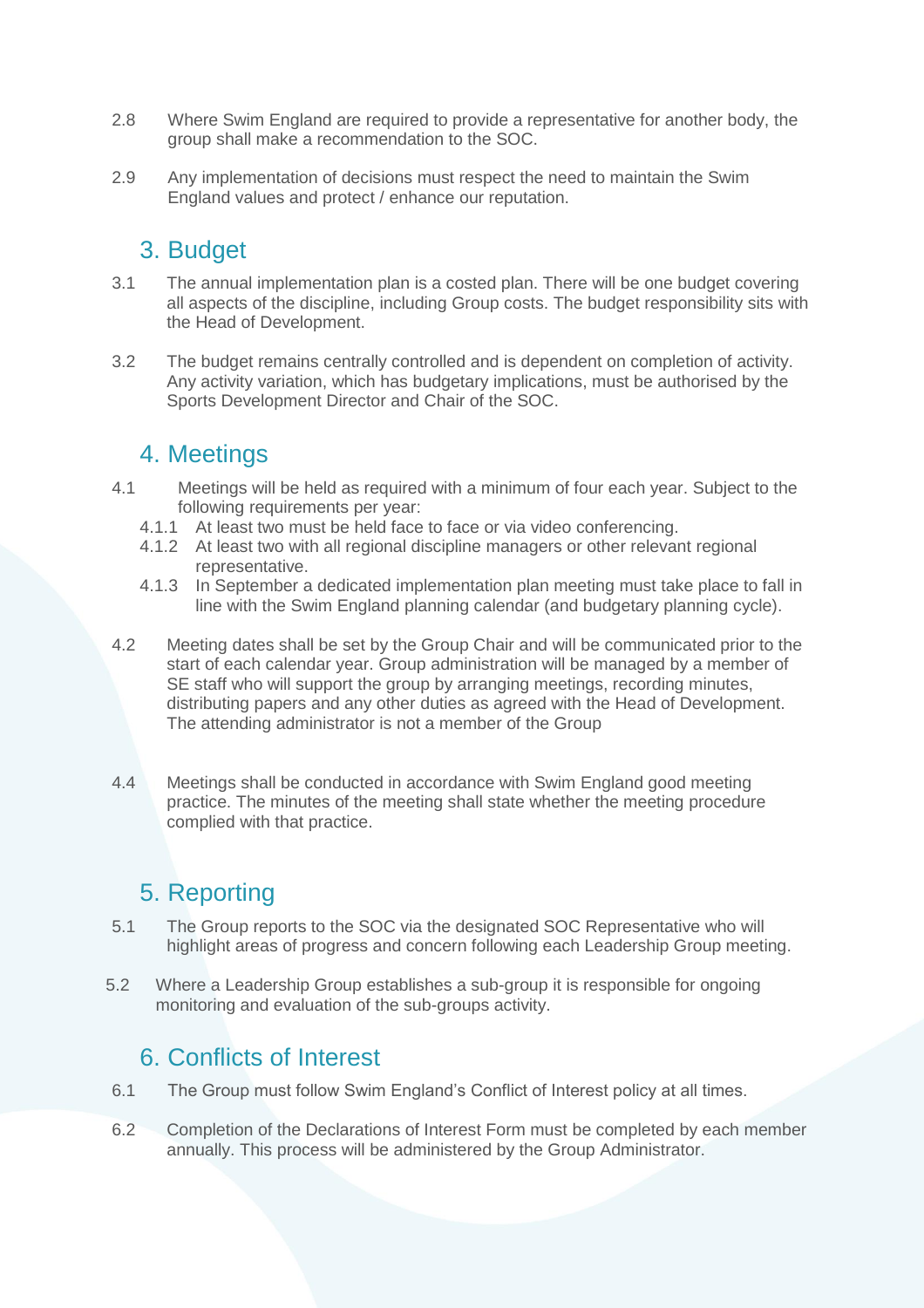2.8 Where Swim England are required to provide a representative for another body, the group shall make a recommendation to the SOC.

2.9 Any implementation of decisions must respect the need to maintain the Swim England values and protect / enhance our reputation.

## 3. Budget

3.1 The annual implementation plan is a costed plan. There will be one budget covering all aspects of the discipline, including Group costs. The budget responsibility sits with the Head of Development.

3.2 The budget remains centrally controlled and is dependent on completion of activity. Any activity variation, which has budgetary implications, must be authorised by the Sports Development Director and Chair of the SOC.

## 4. Meetings

4.1 Meetings will be held as required with a minimum of four each year. Subject to the following requirements per year:

- 4.1.1 At least two must be held face to face or via video conferencing.
- 4.1.2 At least two with all regional discipline managers or other relevant regional representative.
- 4.1.3 In September a dedicated implementation plan meeting must take place to fall in line with the Swim England planning calendar (and budgetary planning cycle).

4.2 Meeting dates shall be set by the Group Chair and will be communicated prior to the start of each calendar year. Group administration will be managed by a member of SE staff who will support the group by arranging meetings, recording minutes, distributing papers and any other duties as agreed with the Head of Development. The attending administrator is not a member of the Group

4.4 Meetings shall be conducted in accordance with Swim England good meeting practice. The minutes of the meeting shall state whether the meeting procedure complied with that practice.

## 5. Reporting

5.1 The Group reports to the SOC via the designated SOC Representative who will highlight areas of progress and concern following each Leadership Group meeting.

5.2 Where a Leadership Group establishes a sub-group it is responsible for ongoing monitoring and evaluation of the sub-groups activity.

## 6. Conflicts of Interest

6.1 The Group must follow Swim England's Conflict of Interest policy at all times.

6.2 Completion of the Declarations of Interest Form must be completed by each member annually. This process will be administered by the Group Administrator.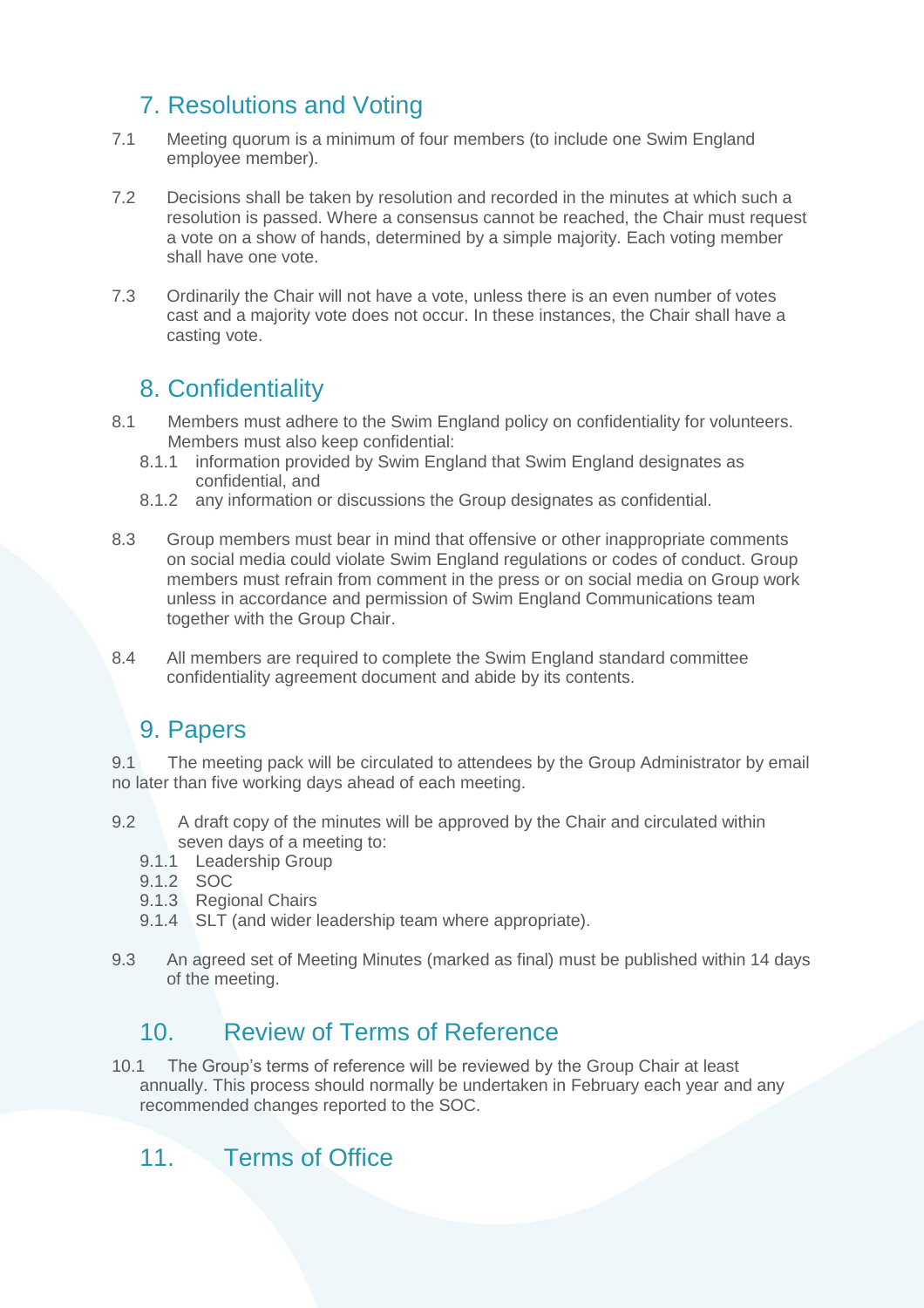## 7. Resolutions and Voting

7.1 Meeting quorum is a minimum of four members (to include one Swim England employee member).

7.2 Decisions shall be taken by resolution and recorded in the minutes at which such a resolution is passed. Where a consensus cannot be reached, the Chair must request a vote on a show of hands, determined by a simple majority. Each voting member shall have one vote.

7.3 Ordinarily the Chair will not have a vote, unless there is an even number of votes cast and a majority vote does not occur. In these instances, the Chair shall have a casting vote.

## 8. Confidentiality

8.1 Members must adhere to the Swim England policy on confidentiality for volunteers. Members must also keep confidential:

- 8.1.1 information provided by Swim England that Swim England designates as confidential, and
- 8.1.2 any information or discussions the Group designates as confidential.

8.3 Group members must bear in mind that offensive or other inappropriate comments on social media could violate Swim England regulations or codes of conduct. Group members must refrain from comment in the press or on social media on Group work unless in accordance and permission of Swim England Communications team together with the Group Chair.

8.4 All members are required to complete the Swim England standard committee confidentiality agreement document and abide by its contents.

## 9. Papers

9.1 The meeting pack will be circulated to attendees by the Group Administrator by email no later than five working days ahead of each meeting.

9.2 A draft copy of the minutes will be approved by the Chair and circulated within seven days of a meeting to:

- 9.1.1 Leadership Group
- 9.1.2 SOC
- 9.1.3 Regional Chairs
- 9.1.4 SLT (and wider leadership team where appropriate).

9.3 An agreed set of Meeting Minutes (marked as final) must be published within 14 days of the meeting.

## 10. Review of Terms of Reference

10.1 The Group's terms of reference will be reviewed by the Group Chair at least annually. This process should normally be undertaken in February each year and any recommended changes reported to the SOC.

## 11. Terms of Office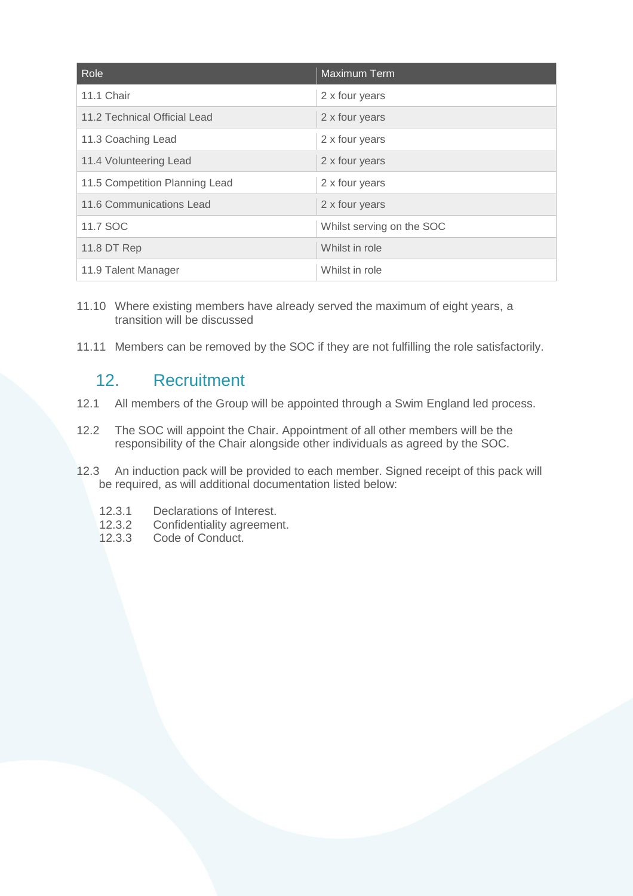| Role | Maximum Term |
| --- | --- |
| 11.1 Chair | 2 x four years |
| 11.2 Technical Official Lead | 2 x four years |
| 11.3 Coaching Lead | 2 x four years |
| 11.4 Volunteering Lead | 2 x four years |
| 11.5 Competition Planning Lead | 2 x four years |
| 11.6 Communications Lead | 2 x four years |
| 11.7 SOC | Whilst serving on the SOC |
| 11.8 DT Rep | Whilst in role |
| 11.9 Talent Manager | Whilst in role |

11.10 Where existing members have already served the maximum of eight years, a transition will be discussed

11.11 Members can be removed by the SOC if they are not fulfilling the role satisfactorily.

## 12. Recruitment

12.1 All members of the Group will be appointed through a Swim England led process.

12.2 The SOC will appoint the Chair. Appointment of all other members will be the responsibility of the Chair alongside other individuals as agreed by the SOC.

12.3 An induction pack will be provided to each member. Signed receipt of this pack will be required, as will additional documentation listed below:

12.3.1 Declarations of Interest.
12.3.2 Confidentiality agreement.
12.3.3 Code of Conduct.